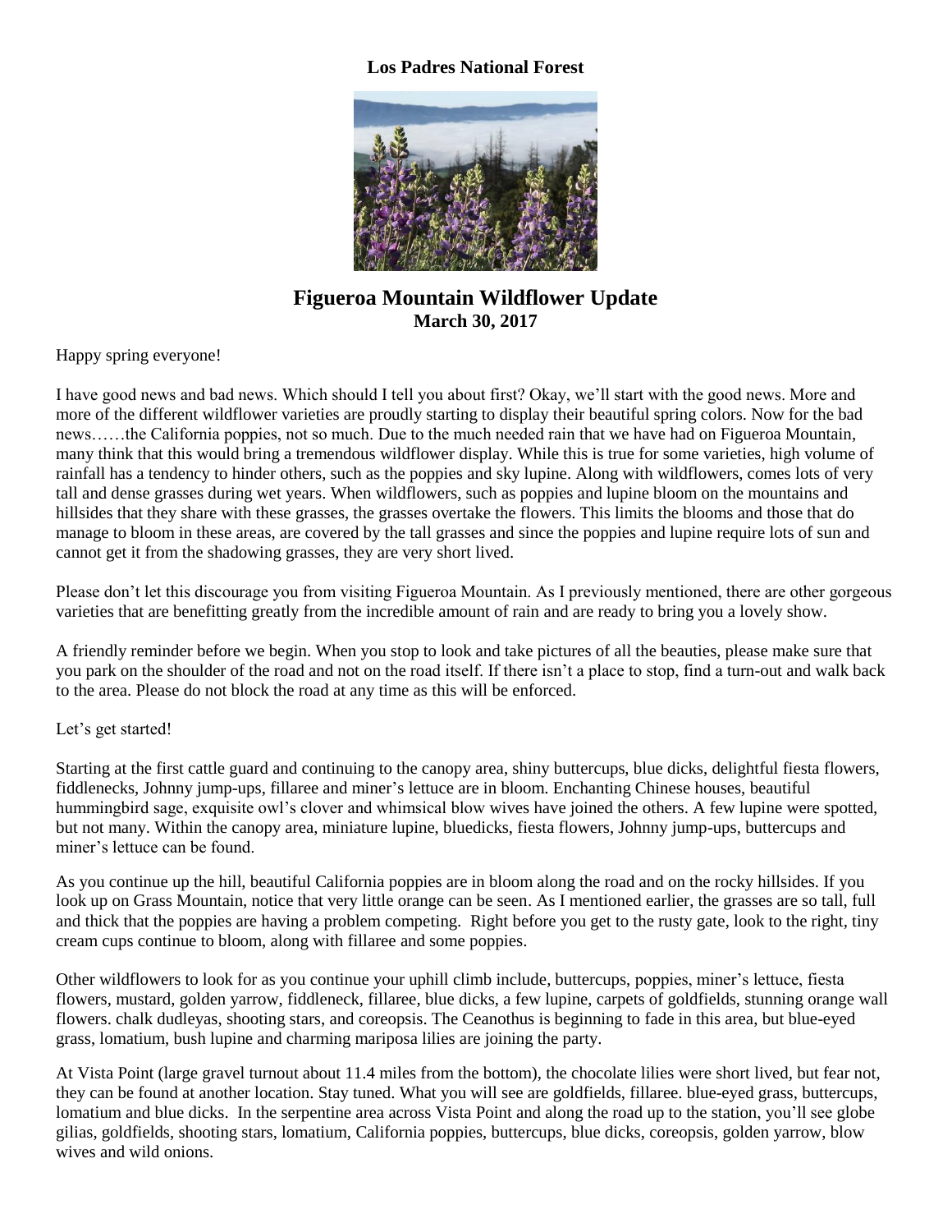**Los Padres National Forest**

# Figueroa Mountain Wildflower Update

**March 30, 2017**

Happy spring everyone!

I have good news and bad news. Which should I tell you about first? Okay, we'll start with the good news. More and more of the different wildflower varieties are proudly starting to display their beautiful spring colors. Now for the bad news……the California poppies, not so much. Due to the much needed rain that we have had on Figueroa Mountain, many think that this would bring a tremendous wildflower display. While this is true for some varieties, high volume of rainfall has a tendency to hinder others, such as the poppies and sky lupine. Along with wildflowers, comes lots of very tall and dense grasses during wet years. When wildflowers, such as poppies and lupine bloom on the mountains and hillsides that they share with these grasses, the grasses overtake the flowers. This limits the blooms and those that do manage to bloom in these areas, are covered by the tall grasses and since the poppies and lupine require lots of sun and cannot get it from the shadowing grasses, they are very short lived.

Please don't let this discourage you from visiting Figueroa Mountain. As I previously mentioned, there are other gorgeous varieties that are benefitting greatly from the incredible amount of rain and are ready to bring you a lovely show.

A friendly reminder before we begin. When you stop to look and take pictures of all the beauties, please make sure that you park on the shoulder of the road and not on the road itself. If there isn't a place to stop, find a turn-out and walk back to the area. Please do not block the road at any time as this will be enforced.

Let's get started!

Starting at the first cattle guard and continuing to the canopy area, shiny buttercups, blue dicks, delightful fiesta flowers, fiddlenecks, Johnny jump-ups, fillaree and miner's lettuce are in bloom. Enchanting Chinese houses, beautiful hummingbird sage, exquisite owl's clover and whimsical blow wives have joined the others. A few lupine were spotted, but not many. Within the canopy area, miniature lupine, bluedicks, fiesta flowers, Johnny jump-ups, buttercups and miner's lettuce can be found.

As you continue up the hill, beautiful California poppies are in bloom along the road and on the rocky hillsides. If you look up on Grass Mountain, notice that very little orange can be seen. As I mentioned earlier, the grasses are so tall, full and thick that the poppies are having a problem competing. Right before you get to the rusty gate, look to the right, tiny cream cups continue to bloom, along with fillaree and some poppies.

Other wildflowers to look for as you continue your uphill climb include, buttercups, poppies, miner's lettuce, fiesta flowers, mustard, golden yarrow, fiddleneck, fillaree, blue dicks, a few lupine, carpets of goldfields, stunning orange wall flowers. chalk dudleyas, shooting stars, and coreopsis. The Ceanothus is beginning to fade in this area, but blue-eyed grass, lomatium, bush lupine and charming mariposa lilies are joining the party.

At Vista Point (large gravel turnout about 11.4 miles from the bottom), the chocolate lilies were short lived, but fear not, they can be found at another location. Stay tuned. What you will see are goldfields, fillaree. blue-eyed grass, buttercups, lomatium and blue dicks. In the serpentine area across Vista Point and along the road up to the station, you'll see globe gilias, goldfields, shooting stars, lomatium, California poppies, buttercups, blue dicks, coreopsis, golden yarrow, blow wives and wild onions.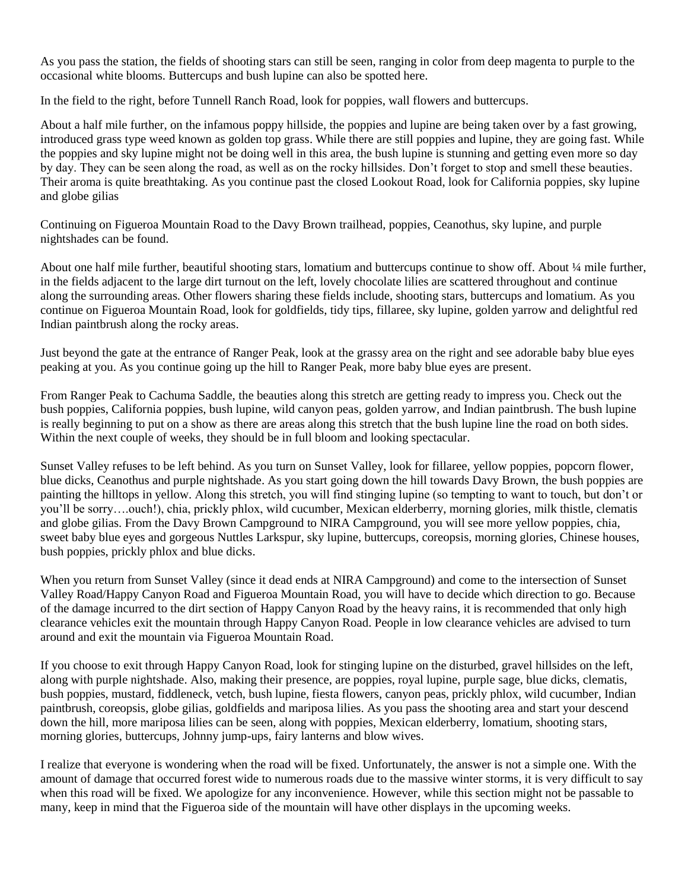As you pass the station, the fields of shooting stars can still be seen, ranging in color from deep magenta to purple to the occasional white blooms. Buttercups and bush lupine can also be spotted here.

In the field to the right, before Tunnell Ranch Road, look for poppies, wall flowers and buttercups.

About a half mile further, on the infamous poppy hillside, the poppies and lupine are being taken over by a fast growing, introduced grass type weed known as golden top grass. While there are still poppies and lupine, they are going fast. While the poppies and sky lupine might not be doing well in this area, the bush lupine is stunning and getting even more so day by day. They can be seen along the road, as well as on the rocky hillsides. Don't forget to stop and smell these beauties. Their aroma is quite breathtaking. As you continue past the closed Lookout Road, look for California poppies, sky lupine and globe gilias

Continuing on Figueroa Mountain Road to the Davy Brown trailhead, poppies, Ceanothus, sky lupine, and purple nightshades can be found.

About one half mile further, beautiful shooting stars, lomatium and buttercups continue to show off. About ¼ mile further, in the fields adjacent to the large dirt turnout on the left, lovely chocolate lilies are scattered throughout and continue along the surrounding areas. Other flowers sharing these fields include, shooting stars, buttercups and lomatium. As you continue on Figueroa Mountain Road, look for goldfields, tidy tips, fillaree, sky lupine, golden yarrow and delightful red Indian paintbrush along the rocky areas.

Just beyond the gate at the entrance of Ranger Peak, look at the grassy area on the right and see adorable baby blue eyes peaking at you. As you continue going up the hill to Ranger Peak, more baby blue eyes are present.

From Ranger Peak to Cachuma Saddle, the beauties along this stretch are getting ready to impress you. Check out the bush poppies, California poppies, bush lupine, wild canyon peas, golden yarrow, and Indian paintbrush. The bush lupine is really beginning to put on a show as there are areas along this stretch that the bush lupine line the road on both sides. Within the next couple of weeks, they should be in full bloom and looking spectacular.

Sunset Valley refuses to be left behind. As you turn on Sunset Valley, look for fillaree, yellow poppies, popcorn flower, blue dicks, Ceanothus and purple nightshade. As you start going down the hill towards Davy Brown, the bush poppies are painting the hilltops in yellow. Along this stretch, you will find stinging lupine (so tempting to want to touch, but don't or you'll be sorry….ouch!), chia, prickly phlox, wild cucumber, Mexican elderberry, morning glories, milk thistle, clematis and globe gilias. From the Davy Brown Campground to NIRA Campground, you will see more yellow poppies, chia, sweet baby blue eyes and gorgeous Nuttles Larkspur, sky lupine, buttercups, coreopsis, morning glories, Chinese houses, bush poppies, prickly phlox and blue dicks.

When you return from Sunset Valley (since it dead ends at NIRA Campground) and come to the intersection of Sunset Valley Road/Happy Canyon Road and Figueroa Mountain Road, you will have to decide which direction to go. Because of the damage incurred to the dirt section of Happy Canyon Road by the heavy rains, it is recommended that only high clearance vehicles exit the mountain through Happy Canyon Road. People in low clearance vehicles are advised to turn around and exit the mountain via Figueroa Mountain Road.

If you choose to exit through Happy Canyon Road, look for stinging lupine on the disturbed, gravel hillsides on the left, along with purple nightshade. Also, making their presence, are poppies, royal lupine, purple sage, blue dicks, clematis, bush poppies, mustard, fiddleneck, vetch, bush lupine, fiesta flowers, canyon peas, prickly phlox, wild cucumber, Indian paintbrush, coreopsis, globe gilias, goldfields and mariposa lilies. As you pass the shooting area and start your descend down the hill, more mariposa lilies can be seen, along with poppies, Mexican elderberry, lomatium, shooting stars, morning glories, buttercups, Johnny jump-ups, fairy lanterns and blow wives.

I realize that everyone is wondering when the road will be fixed. Unfortunately, the answer is not a simple one. With the amount of damage that occurred forest wide to numerous roads due to the massive winter storms, it is very difficult to say when this road will be fixed. We apologize for any inconvenience. However, while this section might not be passable to many, keep in mind that the Figueroa side of the mountain will have other displays in the upcoming weeks.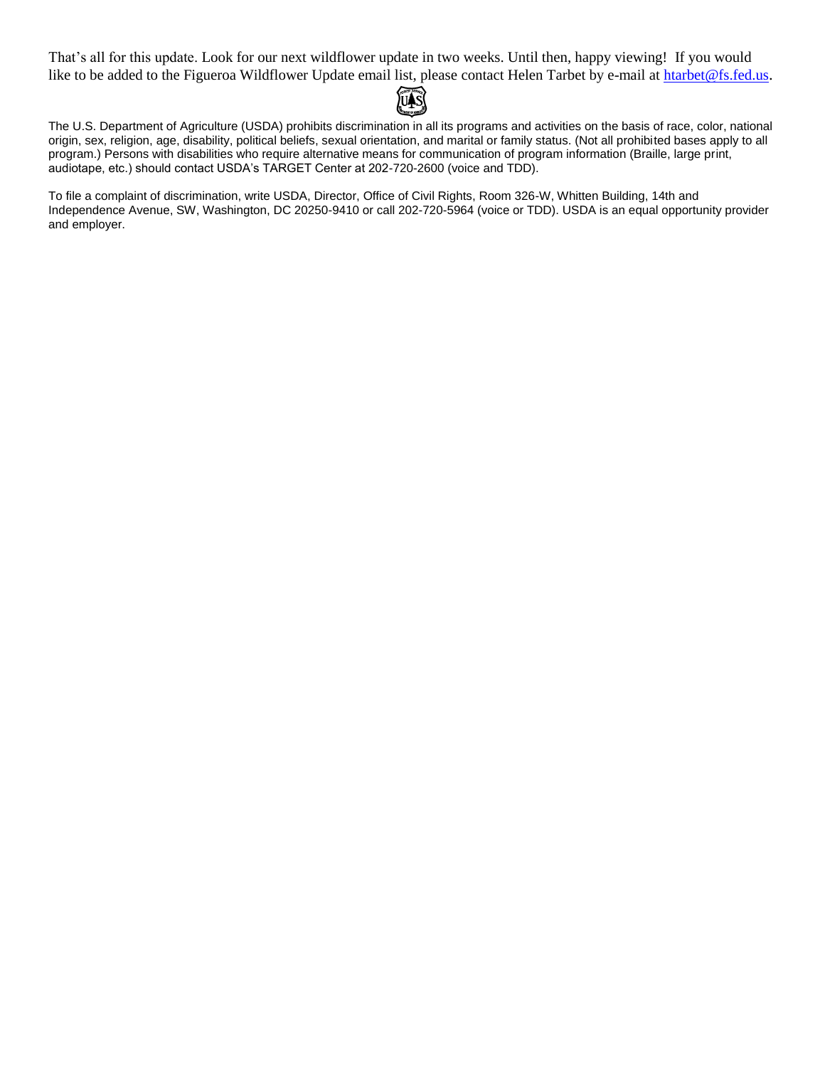That's all for this update. Look for our next wildflower update in two weeks. Until then, happy viewing! If you would like to be added to the Figueroa Wildflower Update email list, please contact Helen Tarbet by e-mail at htarbet@fs.fed.us.

The U.S. Department of Agriculture (USDA) prohibits discrimination in all its programs and activities on the basis of race, color, national origin, sex, religion, age, disability, political beliefs, sexual orientation, and marital or family status. (Not all prohibited bases apply to all program.) Persons with disabilities who require alternative means for communication of program information (Braille, large print, audiotape, etc.) should contact USDA's TARGET Center at 202-720-2600 (voice and TDD).

To file a complaint of discrimination, write USDA, Director, Office of Civil Rights, Room 326-W, Whitten Building, 14th and Independence Avenue, SW, Washington, DC 20250-9410 or call 202-720-5964 (voice or TDD). USDA is an equal opportunity provider and employer.